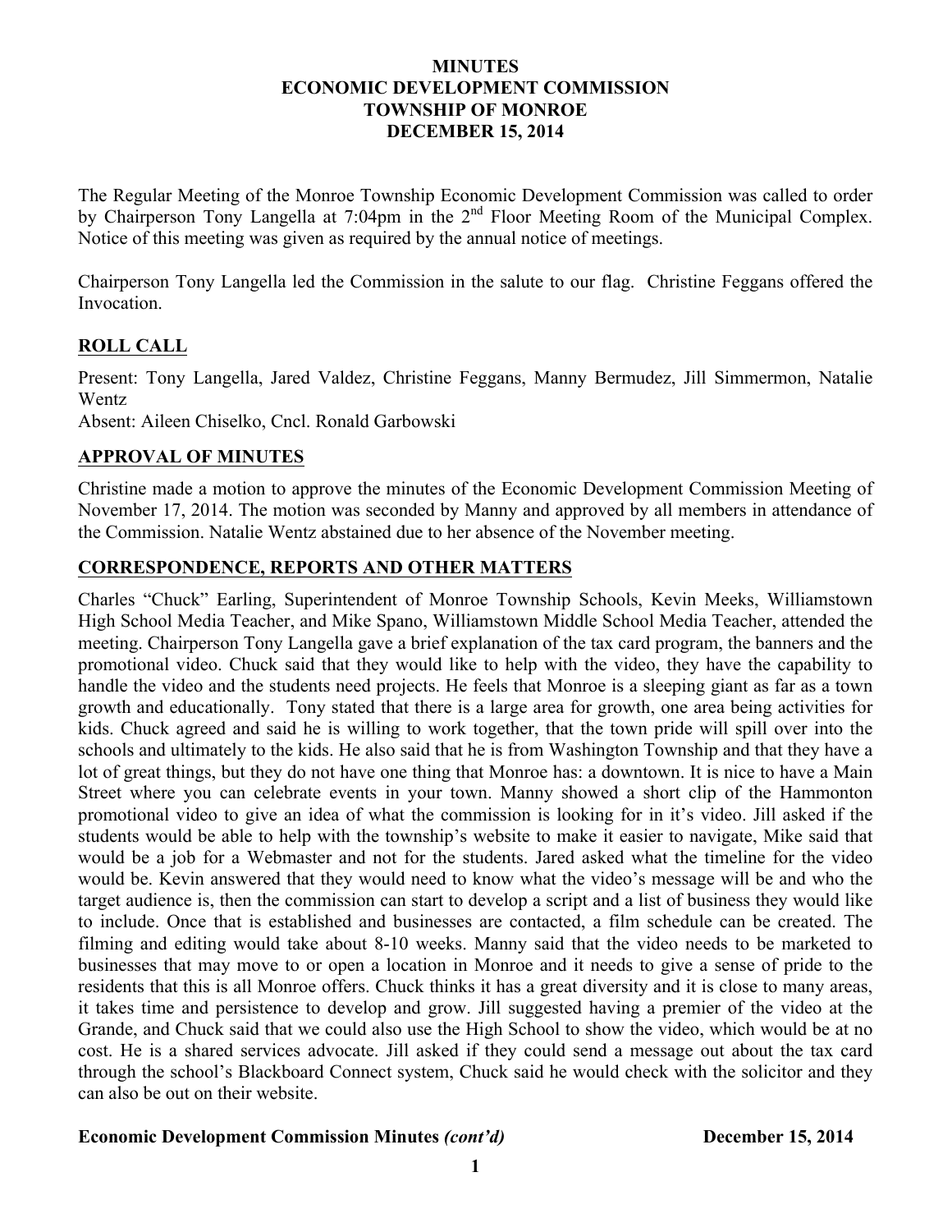# MINUTES
# ECONOMIC DEVELOPMENT COMMISSION
# TOWNSHIP OF MONROE
# DECEMBER 15, 2014

The Regular Meeting of the Monroe Township Economic Development Commission was called to order by Chairperson Tony Langella at 7:04pm in the 2nd Floor Meeting Room of the Municipal Complex. Notice of this meeting was given as required by the annual notice of meetings.

Chairperson Tony Langella led the Commission in the salute to our flag. Christine Feggans offered the Invocation.

## ROLL CALL

Present: Tony Langella, Jared Valdez, Christine Feggans, Manny Bermudez, Jill Simmermon, Natalie Wentz
Absent: Aileen Chiselko, Cncl. Ronald Garbowski

## APPROVAL OF MINUTES

Christine made a motion to approve the minutes of the Economic Development Commission Meeting of November 17, 2014. The motion was seconded by Manny and approved by all members in attendance of the Commission. Natalie Wentz abstained due to her absence of the November meeting.

## CORRESPONDENCE, REPORTS AND OTHER MATTERS

Charles "Chuck" Earling, Superintendent of Monroe Township Schools, Kevin Meeks, Williamstown High School Media Teacher, and Mike Spano, Williamstown Middle School Media Teacher, attended the meeting. Chairperson Tony Langella gave a brief explanation of the tax card program, the banners and the promotional video. Chuck said that they would like to help with the video, they have the capability to handle the video and the students need projects. He feels that Monroe is a sleeping giant as far as a town growth and educationally. Tony stated that there is a large area for growth, one area being activities for kids. Chuck agreed and said he is willing to work together, that the town pride will spill over into the schools and ultimately to the kids. He also said that he is from Washington Township and that they have a lot of great things, but they do not have one thing that Monroe has: a downtown. It is nice to have a Main Street where you can celebrate events in your town. Manny showed a short clip of the Hammonton promotional video to give an idea of what the commission is looking for in it's video. Jill asked if the students would be able to help with the township's website to make it easier to navigate, Mike said that would be a job for a Webmaster and not for the students. Jared asked what the timeline for the video would be. Kevin answered that they would need to know what the video's message will be and who the target audience is, then the commission can start to develop a script and a list of business they would like to include. Once that is established and businesses are contacted, a film schedule can be created. The filming and editing would take about 8-10 weeks. Manny said that the video needs to be marketed to businesses that may move to or open a location in Monroe and it needs to give a sense of pride to the residents that this is all Monroe offers. Chuck thinks it has a great diversity and it is close to many areas, it takes time and persistence to develop and grow. Jill suggested having a premier of the video at the Grande, and Chuck said that we could also use the High School to show the video, which would be at no cost. He is a shared services advocate. Jill asked if they could send a message out about the tax card through the school's Blackboard Connect system, Chuck said he would check with the solicitor and they can also be out on their website.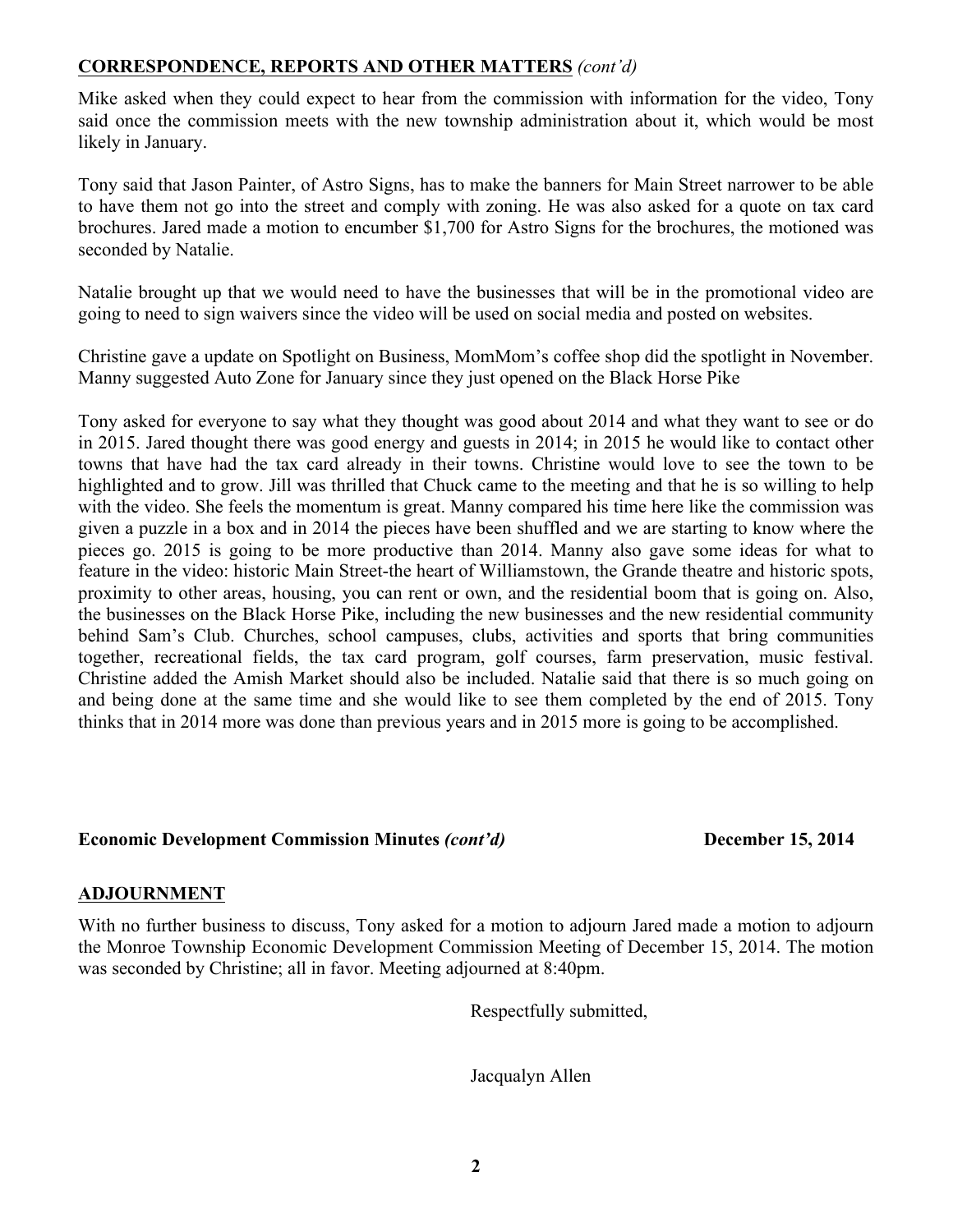## CORRESPONDENCE, REPORTS AND OTHER MATTERS *(cont'd)*

Mike asked when they could expect to hear from the commission with information for the video, Tony said once the commission meets with the new township administration about it, which would be most likely in January.

Tony said that Jason Painter, of Astro Signs, has to make the banners for Main Street narrower to be able to have them not go into the street and comply with zoning. He was also asked for a quote on tax card brochures. Jared made a motion to encumber $1,700 for Astro Signs for the brochures, the motioned was seconded by Natalie.

Natalie brought up that we would need to have the businesses that will be in the promotional video are going to need to sign waivers since the video will be used on social media and posted on websites.

Christine gave a update on Spotlight on Business, MomMom's coffee shop did the spotlight in November. Manny suggested Auto Zone for January since they just opened on the Black Horse Pike

Tony asked for everyone to say what they thought was good about 2014 and what they want to see or do in 2015. Jared thought there was good energy and guests in 2014; in 2015 he would like to contact other towns that have had the tax card already in their towns. Christine would love to see the town to be highlighted and to grow. Jill was thrilled that Chuck came to the meeting and that he is so willing to help with the video. She feels the momentum is great. Manny compared his time here like the commission was given a puzzle in a box and in 2014 the pieces have been shuffled and we are starting to know where the pieces go. 2015 is going to be more productive than 2014. Manny also gave some ideas for what to feature in the video: historic Main Street-the heart of Williamstown, the Grande theatre and historic spots, proximity to other areas, housing, you can rent or own, and the residential boom that is going on. Also, the businesses on the Black Horse Pike, including the new businesses and the new residential community behind Sam's Club. Churches, school campuses, clubs, activities and sports that bring communities together, recreational fields, the tax card program, golf courses, farm preservation, music festival. Christine added the Amish Market should also be included. Natalie said that there is so much going on and being done at the same time and she would like to see them completed by the end of 2015. Tony thinks that in 2014 more was done than previous years and in 2015 more is going to be accomplished.

**Economic Development Commission Minutes *(cont'd)*** **December 15, 2014**

## ADJOURNMENT

With no further business to discuss, Tony asked for a motion to adjourn Jared made a motion to adjourn the Monroe Township Economic Development Commission Meeting of December 15, 2014. The motion was seconded by Christine; all in favor. Meeting adjourned at 8:40pm.

Respectfully submitted,

Jacqualyn Allen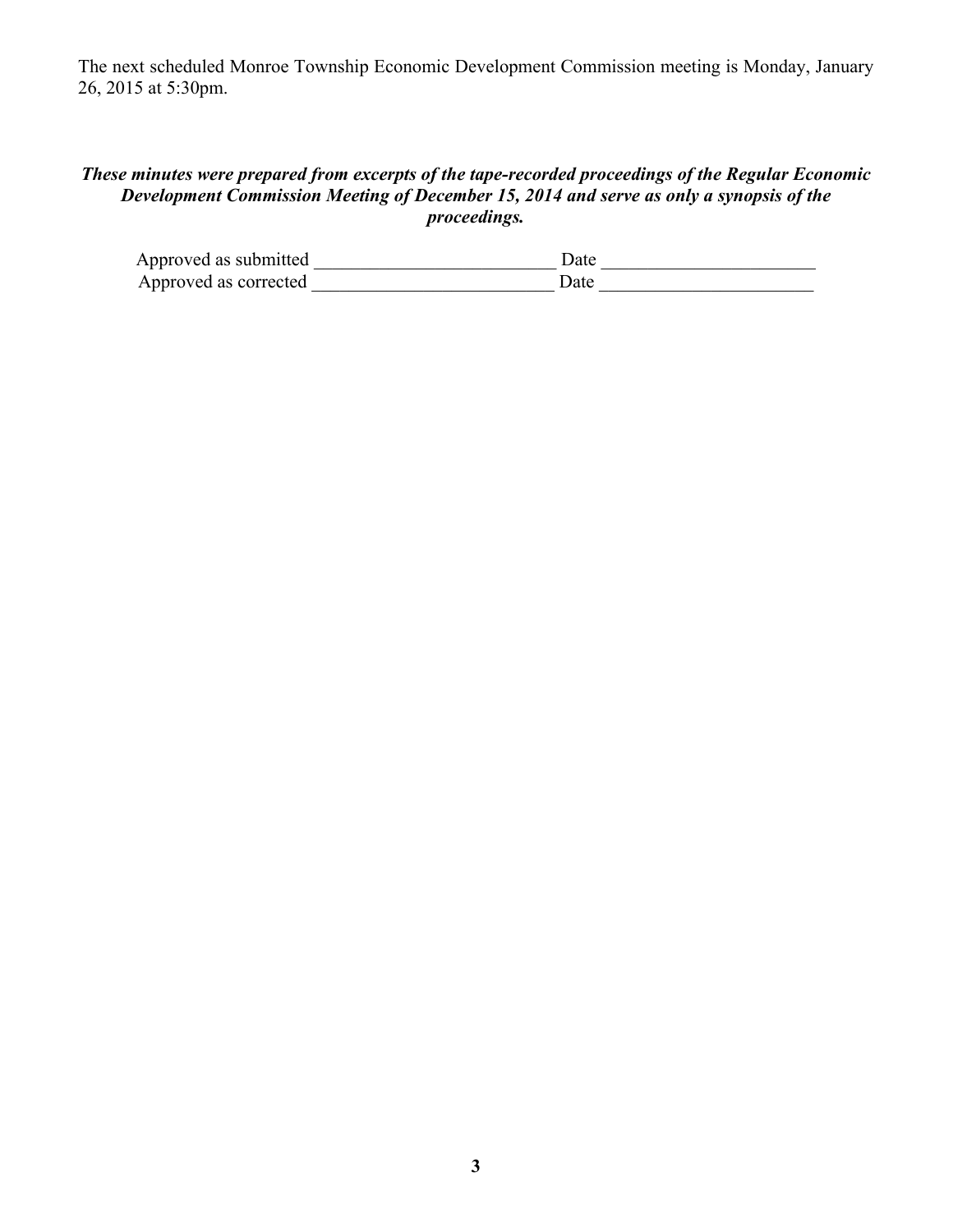The next scheduled Monroe Township Economic Development Commission meeting is Monday, January 26, 2015 at 5:30pm.

***These minutes were prepared from excerpts of the tape-recorded proceedings of the Regular Economic Development Commission Meeting of December 15, 2014 and serve as only a synopsis of the proceedings.***

Approved as submitted __________________________ Date _______________________

Approved as corrected __________________________ Date _______________________